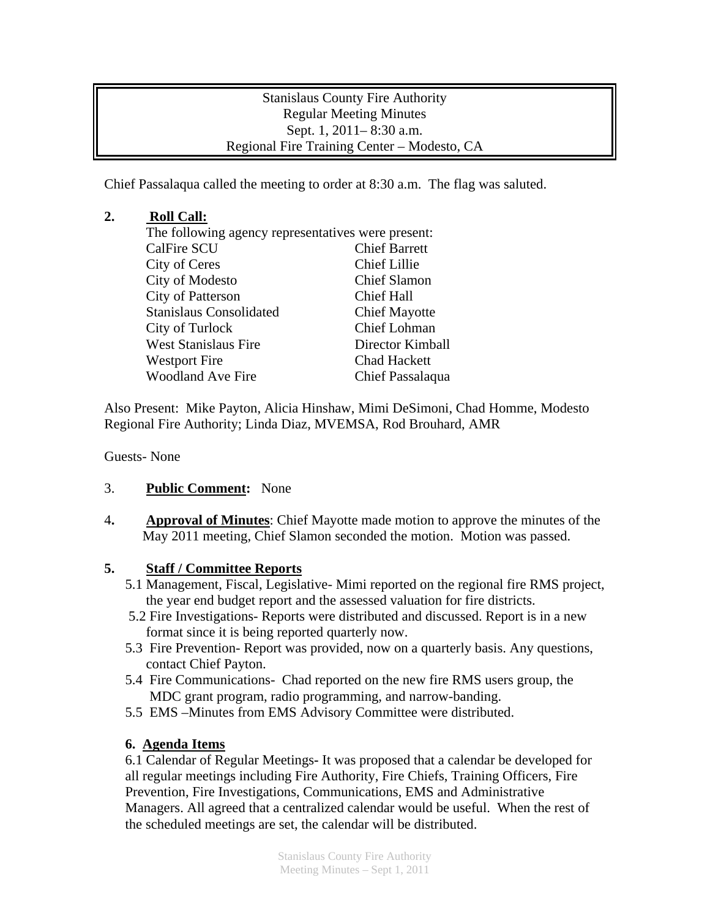Stanislaus County Fire Authority
Regular Meeting Minutes
Sept. 1, 2011– 8:30 a.m.
Regional Fire Training Center – Modesto, CA

Chief Passalaqua called the meeting to order at 8:30 a.m. The flag was saluted.

**2. Roll Call:**

The following agency representatives were present:

| | |
|---|---|
| CalFire SCU | Chief Barrett |
| City of Ceres | Chief Lillie |
| City of Modesto | Chief Slamon |
| City of Patterson | Chief Hall |
| Stanislaus Consolidated | Chief Mayotte |
| City of Turlock | Chief Lohman |
| West Stanislaus Fire | Director Kimball |
| Westport Fire | Chad Hackett |
| Woodland Ave Fire | Chief Passalaqua |

Also Present: Mike Payton, Alicia Hinshaw, Mimi DeSimoni, Chad Homme, Modesto Regional Fire Authority; Linda Diaz, MVEMSA, Rod Brouhard, AMR

Guests- None

3. **Public Comment:** None

4. **Approval of Minutes**: Chief Mayotte made motion to approve the minutes of the May 2011 meeting, Chief Slamon seconded the motion. Motion was passed.

**5. Staff / Committee Reports**

5.1 Management, Fiscal, Legislative- Mimi reported on the regional fire RMS project, the year end budget report and the assessed valuation for fire districts.

5.2 Fire Investigations- Reports were distributed and discussed. Report is in a new format since it is being reported quarterly now.

5.3 Fire Prevention- Report was provided, now on a quarterly basis. Any questions, contact Chief Payton.

5.4 Fire Communications- Chad reported on the new fire RMS users group, the MDC grant program, radio programming, and narrow-banding.

5.5 EMS –Minutes from EMS Advisory Committee were distributed.

**6. Agenda Items**

6.1 Calendar of Regular Meetings- It was proposed that a calendar be developed for all regular meetings including Fire Authority, Fire Chiefs, Training Officers, Fire Prevention, Fire Investigations, Communications, EMS and Administrative Managers. All agreed that a centralized calendar would be useful. When the rest of the scheduled meetings are set, the calendar will be distributed.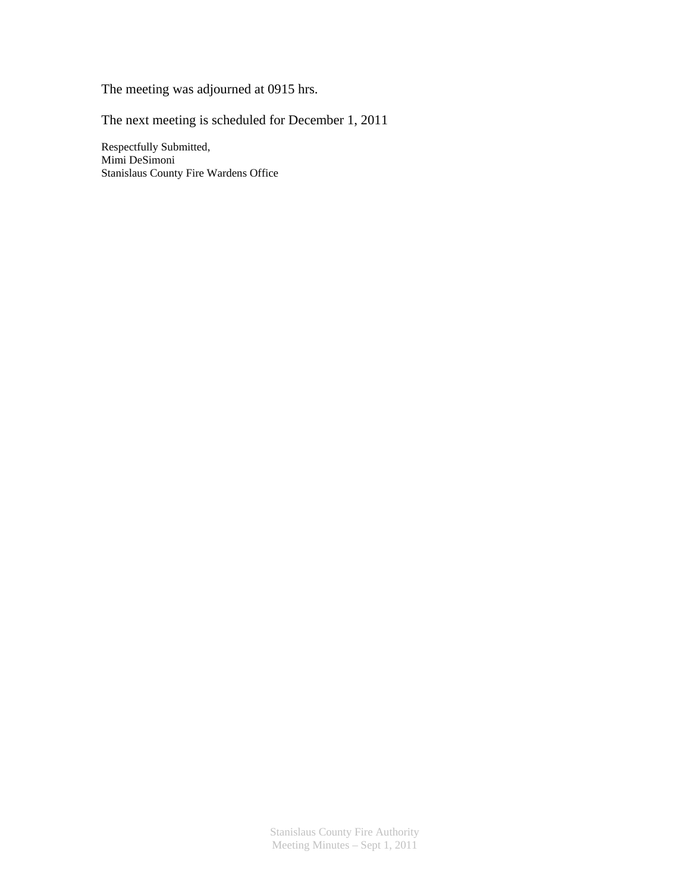The meeting was adjourned at 0915 hrs.

The next meeting is scheduled for December 1, 2011

Respectfully Submitted,
Mimi DeSimoni
Stanislaus County Fire Wardens Office